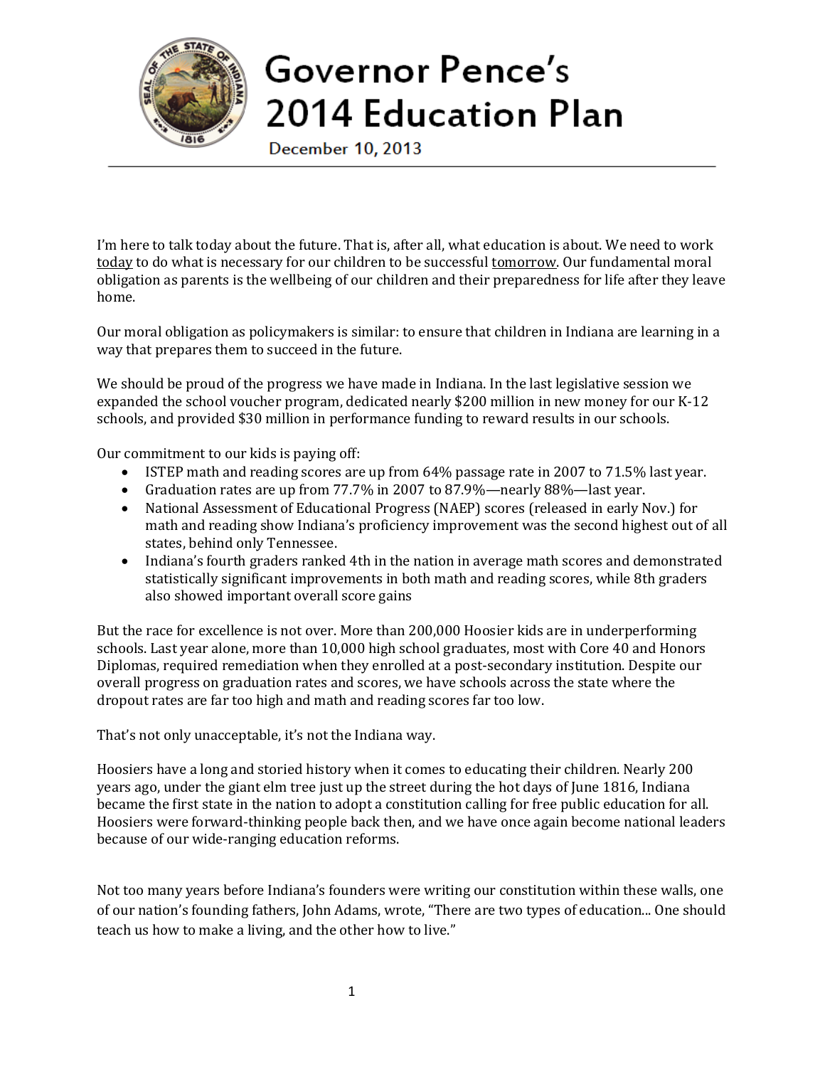# Governor Pence's 2014 Education Plan

December 10, 2013

I'm here to talk today about the future. That is, after all, what education is about. We need to work today to do what is necessary for our children to be successful tomorrow. Our fundamental moral obligation as parents is the wellbeing of our children and their preparedness for life after they leave home.

Our moral obligation as policymakers is similar: to ensure that children in Indiana are learning in a way that prepares them to succeed in the future.

We should be proud of the progress we have made in Indiana. In the last legislative session we expanded the school voucher program, dedicated nearly $200 million in new money for our K-12 schools, and provided $30 million in performance funding to reward results in our schools.

Our commitment to our kids is paying off:

- ISTEP math and reading scores are up from 64% passage rate in 2007 to 71.5% last year.
- Graduation rates are up from 77.7% in 2007 to 87.9%—nearly 88%—last year.
- National Assessment of Educational Progress (NAEP) scores (released in early Nov.) for math and reading show Indiana's proficiency improvement was the second highest out of all states, behind only Tennessee.
- Indiana's fourth graders ranked 4th in the nation in average math scores and demonstrated statistically significant improvements in both math and reading scores, while 8th graders also showed important overall score gains

But the race for excellence is not over. More than 200,000 Hoosier kids are in underperforming schools. Last year alone, more than 10,000 high school graduates, most with Core 40 and Honors Diplomas, required remediation when they enrolled at a post-secondary institution. Despite our overall progress on graduation rates and scores, we have schools across the state where the dropout rates are far too high and math and reading scores far too low.

That's not only unacceptable, it's not the Indiana way.

Hoosiers have a long and storied history when it comes to educating their children. Nearly 200 years ago, under the giant elm tree just up the street during the hot days of June 1816, Indiana became the first state in the nation to adopt a constitution calling for free public education for all. Hoosiers were forward-thinking people back then, and we have once again become national leaders because of our wide-ranging education reforms.

Not too many years before Indiana's founders were writing our constitution within these walls, one of our nation's founding fathers, John Adams, wrote, "There are two types of education... One should teach us how to make a living, and the other how to live."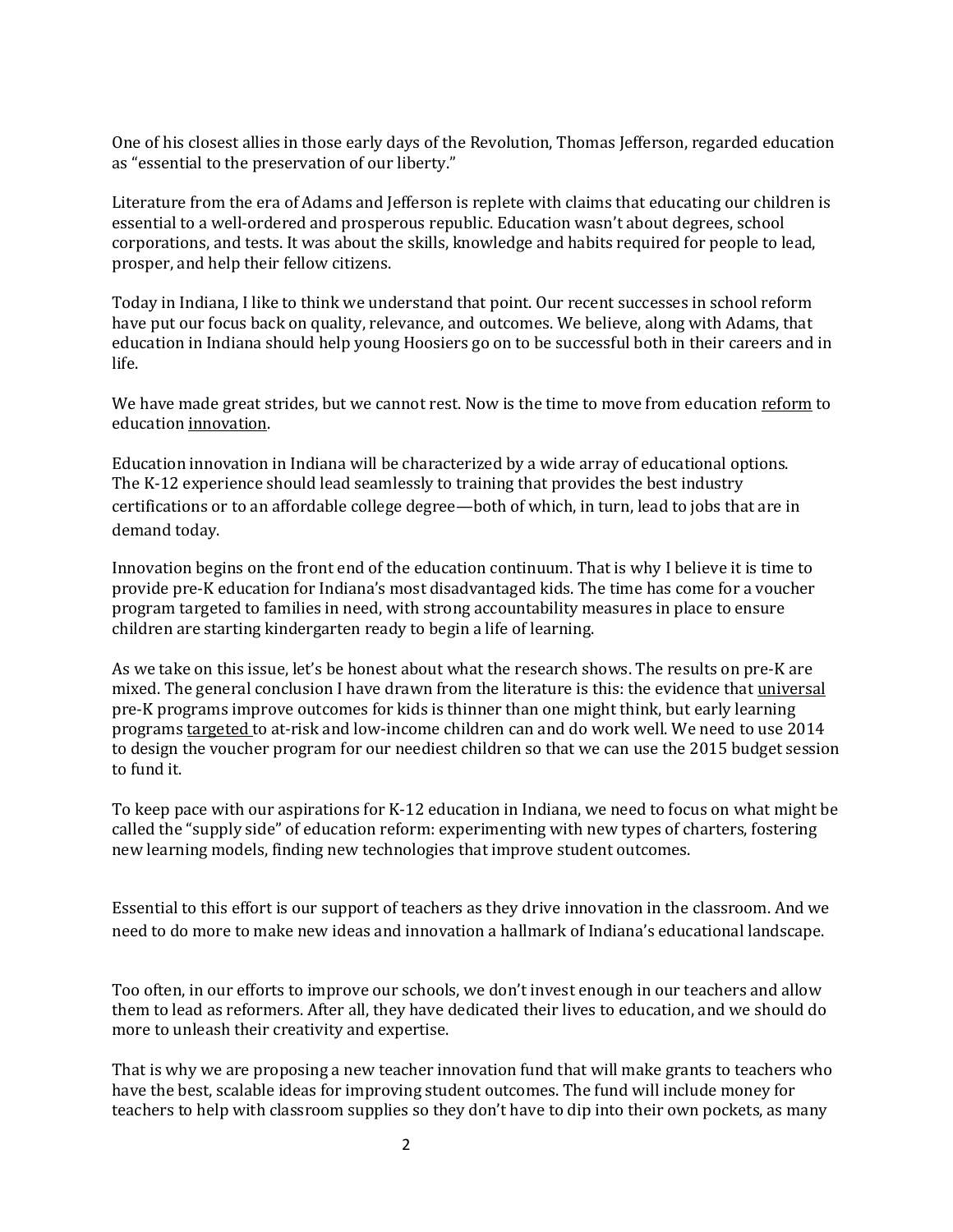One of his closest allies in those early days of the Revolution, Thomas Jefferson, regarded education as "essential to the preservation of our liberty."

Literature from the era of Adams and Jefferson is replete with claims that educating our children is essential to a well-ordered and prosperous republic. Education wasn't about degrees, school corporations, and tests. It was about the skills, knowledge and habits required for people to lead, prosper, and help their fellow citizens.

Today in Indiana, I like to think we understand that point. Our recent successes in school reform have put our focus back on quality, relevance, and outcomes. We believe, along with Adams, that education in Indiana should help young Hoosiers go on to be successful both in their careers and in life.

We have made great strides, but we cannot rest. Now is the time to move from education <u>reform</u> to education <u>innovation</u>.

Education innovation in Indiana will be characterized by a wide array of educational options. The K-12 experience should lead seamlessly to training that provides the best industry certifications or to an affordable college degree—both of which, in turn, lead to jobs that are in demand today.

Innovation begins on the front end of the education continuum. That is why I believe it is time to provide pre-K education for Indiana's most disadvantaged kids. The time has come for a voucher program targeted to families in need, with strong accountability measures in place to ensure children are starting kindergarten ready to begin a life of learning.

As we take on this issue, let's be honest about what the research shows. The results on pre-K are mixed. The general conclusion I have drawn from the literature is this: the evidence that <u>universal</u> pre-K programs improve outcomes for kids is thinner than one might think, but early learning programs <u>targeted</u> to at-risk and low-income children can and do work well. We need to use 2014 to design the voucher program for our neediest children so that we can use the 2015 budget session to fund it.

To keep pace with our aspirations for K-12 education in Indiana, we need to focus on what might be called the "supply side" of education reform: experimenting with new types of charters, fostering new learning models, finding new technologies that improve student outcomes.

Essential to this effort is our support of teachers as they drive innovation in the classroom. And we need to do more to make new ideas and innovation a hallmark of Indiana's educational landscape.

Too often, in our efforts to improve our schools, we don't invest enough in our teachers and allow them to lead as reformers. After all, they have dedicated their lives to education, and we should do more to unleash their creativity and expertise.

That is why we are proposing a new teacher innovation fund that will make grants to teachers who have the best, scalable ideas for improving student outcomes. The fund will include money for teachers to help with classroom supplies so they don't have to dip into their own pockets, as many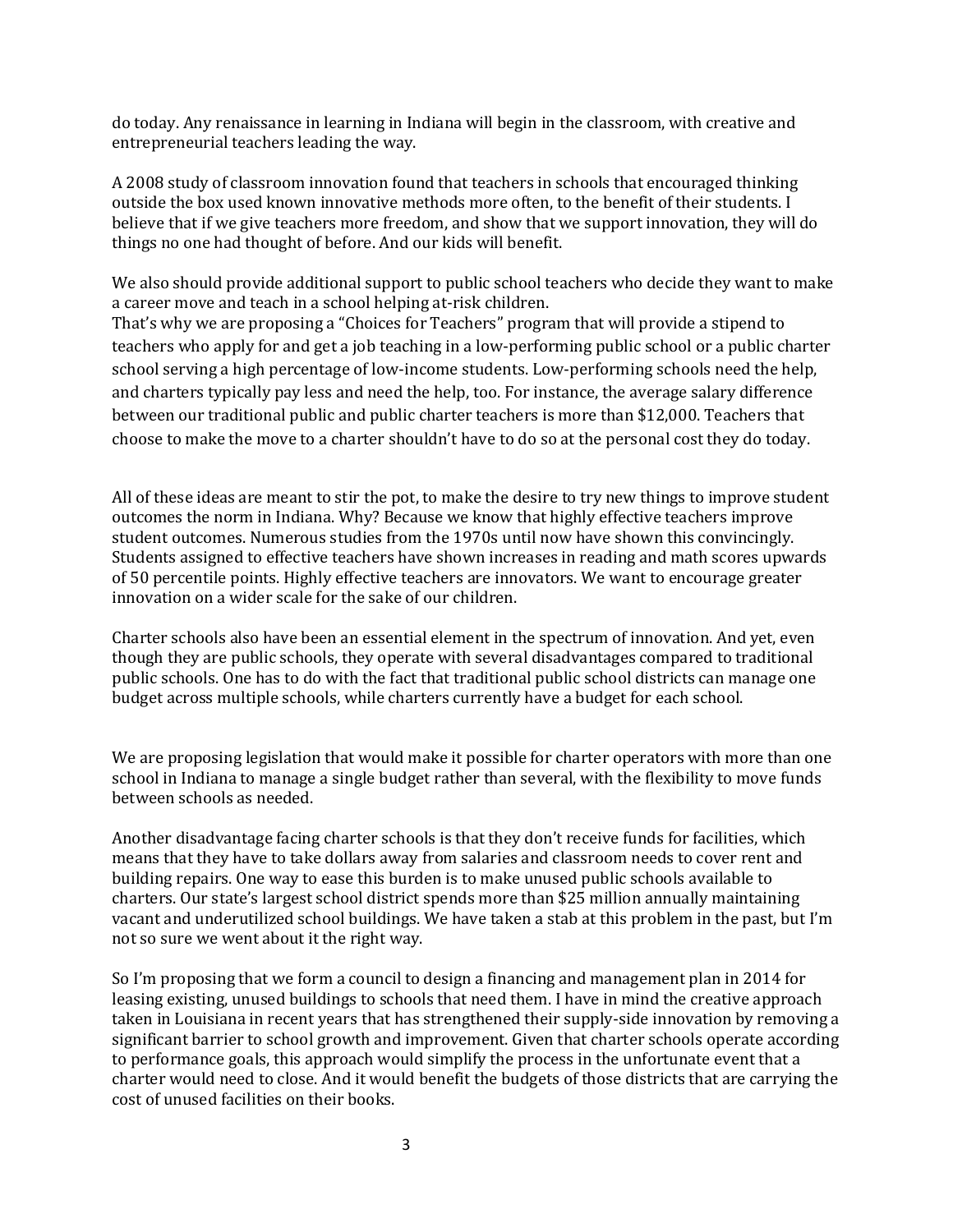do today. Any renaissance in learning in Indiana will begin in the classroom, with creative and entrepreneurial teachers leading the way.

A 2008 study of classroom innovation found that teachers in schools that encouraged thinking outside the box used known innovative methods more often, to the benefit of their students. I believe that if we give teachers more freedom, and show that we support innovation, they will do things no one had thought of before. And our kids will benefit.

We also should provide additional support to public school teachers who decide they want to make a career move and teach in a school helping at-risk children.
That's why we are proposing a "Choices for Teachers" program that will provide a stipend to teachers who apply for and get a job teaching in a low-performing public school or a public charter school serving a high percentage of low-income students. Low-performing schools need the help, and charters typically pay less and need the help, too. For instance, the average salary difference between our traditional public and public charter teachers is more than $12,000. Teachers that choose to make the move to a charter shouldn't have to do so at the personal cost they do today.

All of these ideas are meant to stir the pot, to make the desire to try new things to improve student outcomes the norm in Indiana. Why? Because we know that highly effective teachers improve student outcomes. Numerous studies from the 1970s until now have shown this convincingly. Students assigned to effective teachers have shown increases in reading and math scores upwards of 50 percentile points. Highly effective teachers are innovators. We want to encourage greater innovation on a wider scale for the sake of our children.

Charter schools also have been an essential element in the spectrum of innovation. And yet, even though they are public schools, they operate with several disadvantages compared to traditional public schools. One has to do with the fact that traditional public school districts can manage one budget across multiple schools, while charters currently have a budget for each school.

We are proposing legislation that would make it possible for charter operators with more than one school in Indiana to manage a single budget rather than several, with the flexibility to move funds between schools as needed.

Another disadvantage facing charter schools is that they don't receive funds for facilities, which means that they have to take dollars away from salaries and classroom needs to cover rent and building repairs. One way to ease this burden is to make unused public schools available to charters. Our state's largest school district spends more than $25 million annually maintaining vacant and underutilized school buildings. We have taken a stab at this problem in the past, but I'm not so sure we went about it the right way.

So I'm proposing that we form a council to design a financing and management plan in 2014 for leasing existing, unused buildings to schools that need them. I have in mind the creative approach taken in Louisiana in recent years that has strengthened their supply-side innovation by removing a significant barrier to school growth and improvement. Given that charter schools operate according to performance goals, this approach would simplify the process in the unfortunate event that a charter would need to close. And it would benefit the budgets of those districts that are carrying the cost of unused facilities on their books.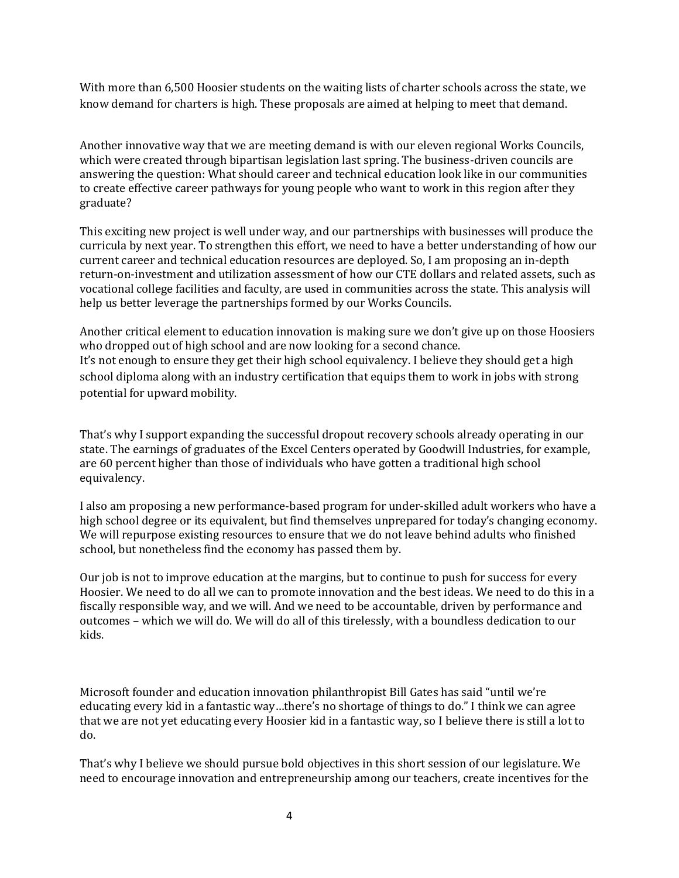With more than 6,500 Hoosier students on the waiting lists of charter schools across the state, we know demand for charters is high. These proposals are aimed at helping to meet that demand.

Another innovative way that we are meeting demand is with our eleven regional Works Councils, which were created through bipartisan legislation last spring. The business-driven councils are answering the question: What should career and technical education look like in our communities to create effective career pathways for young people who want to work in this region after they graduate?

This exciting new project is well under way, and our partnerships with businesses will produce the curricula by next year. To strengthen this effort, we need to have a better understanding of how our current career and technical education resources are deployed. So, I am proposing an in-depth return-on-investment and utilization assessment of how our CTE dollars and related assets, such as vocational college facilities and faculty, are used in communities across the state. This analysis will help us better leverage the partnerships formed by our Works Councils.

Another critical element to education innovation is making sure we don't give up on those Hoosiers who dropped out of high school and are now looking for a second chance.
It's not enough to ensure they get their high school equivalency. I believe they should get a high school diploma along with an industry certification that equips them to work in jobs with strong potential for upward mobility.

That's why I support expanding the successful dropout recovery schools already operating in our state. The earnings of graduates of the Excel Centers operated by Goodwill Industries, for example, are 60 percent higher than those of individuals who have gotten a traditional high school equivalency.

I also am proposing a new performance-based program for under-skilled adult workers who have a high school degree or its equivalent, but find themselves unprepared for today's changing economy. We will repurpose existing resources to ensure that we do not leave behind adults who finished school, but nonetheless find the economy has passed them by.

Our job is not to improve education at the margins, but to continue to push for success for every Hoosier. We need to do all we can to promote innovation and the best ideas. We need to do this in a fiscally responsible way, and we will. And we need to be accountable, driven by performance and outcomes – which we will do. We will do all of this tirelessly, with a boundless dedication to our kids.

Microsoft founder and education innovation philanthropist Bill Gates has said "until we're educating every kid in a fantastic way…there's no shortage of things to do." I think we can agree that we are not yet educating every Hoosier kid in a fantastic way, so I believe there is still a lot to do.

That's why I believe we should pursue bold objectives in this short session of our legislature. We need to encourage innovation and entrepreneurship among our teachers, create incentives for the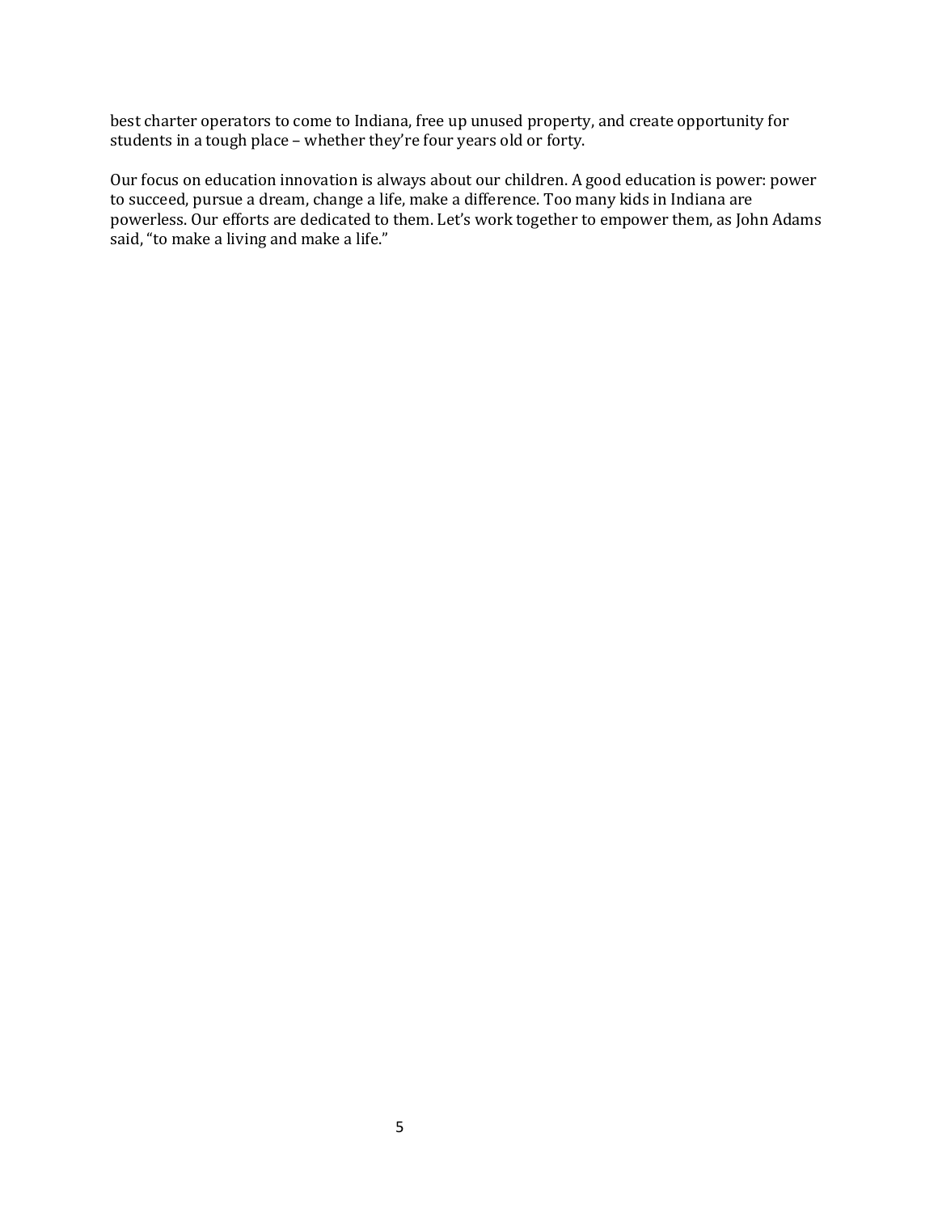best charter operators to come to Indiana, free up unused property, and create opportunity for students in a tough place – whether they're four years old or forty.

Our focus on education innovation is always about our children. A good education is power: power to succeed, pursue a dream, change a life, make a difference. Too many kids in Indiana are powerless. Our efforts are dedicated to them. Let's work together to empower them, as John Adams said, "to make a living and make a life."